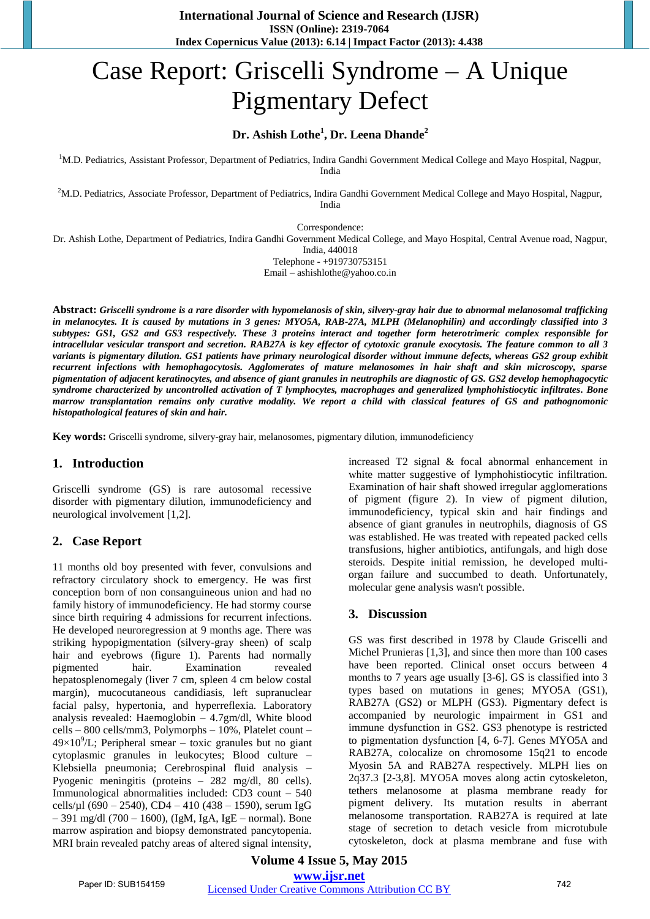# Case Report: Griscelli Syndrome – A Unique Pigmentary Defect

**Dr. Ashish Lothe[1], Dr. Leena Dhande[2]**

[1]M.D. Pediatrics, Assistant Professor, Department of Pediatrics, Indira Gandhi Government Medical College and Mayo Hospital, Nagpur, India

[2]M.D. Pediatrics, Associate Professor, Department of Pediatrics, Indira Gandhi Government Medical College and Mayo Hospital, Nagpur, India

Correspondence:
Dr. Ashish Lothe, Department of Pediatrics, Indira Gandhi Government Medical College, and Mayo Hospital, Central Avenue road, Nagpur, India, 440018
Telephone - +919730753151
Email – ashishlothe@yahoo.co.in

**Abstract:** ***Griscelli syndrome is a rare disorder with hypomelanosis of skin, silvery-gray hair due to abnormal melanosomal trafficking in melanocytes. It is caused by mutations in 3 genes: MYO5A, RAB-27A, MLPH (Melanophilin) and accordingly classified into 3 subtypes: GS1, GS2 and GS3 respectively. These 3 proteins interact and together form heterotrimeric complex responsible for intracellular vesicular transport and secretion. RAB27A is key effector of cytotoxic granule exocytosis. The feature common to all 3 variants is pigmentary dilution. GS1 patients have primary neurological disorder without immune defects, whereas GS2 group exhibit recurrent infections with hemophagocytosis. Agglomerates of mature melanosomes in hair shaft and skin microscopy, sparse pigmentation of adjacent keratinocytes, and absence of giant granules in neutrophils are diagnostic of GS. GS2 develop hemophagocytic syndrome characterized by uncontrolled activation of T lymphocytes, macrophages and generalized lymphohistiocytic infiltrates. Bone marrow transplantation remains only curative modality. We report a child with classical features of GS and pathognomonic histopathological features of skin and hair.***

**Key words:** Griscelli syndrome, silvery-gray hair, melanosomes, pigmentary dilution, immunodeficiency

## 1. Introduction

Griscelli syndrome (GS) is rare autosomal recessive disorder with pigmentary dilution, immunodeficiency and neurological involvement [1,2].

## 2. Case Report

11 months old boy presented with fever, convulsions and refractory circulatory shock to emergency. He was first conception born of non consanguineous union and had no family history of immunodeficiency. He had stormy course since birth requiring 4 admissions for recurrent infections. He developed neuroregression at 9 months age. There was striking hypopigmentation (silvery-gray sheen) of scalp hair and eyebrows (figure 1). Parents had normally pigmented hair. Examination revealed hepatosplenomegaly (liver 7 cm, spleen 4 cm below costal margin), mucocutaneous candidiasis, left supranuclear facial palsy, hypertonia, and hyperreflexia. Laboratory analysis revealed: Haemoglobin – 4.7gm/dl, White blood cells – 800 cells/mm3, Polymorphs – 10%, Platelet count – $49\times10^9$/L; Peripheral smear – toxic granules but no giant cytoplasmic granules in leukocytes; Blood culture – Klebsiella pneumonia; Cerebrospinal fluid analysis – Pyogenic meningitis (proteins – 282 mg/dl, 80 cells). Immunological abnormalities included: CD3 count – 540 cells/µl (690 – 2540), CD4 – 410 (438 – 1590), serum IgG – 391 mg/dl (700 – 1600), (IgM, IgA, IgE – normal). Bone marrow aspiration and biopsy demonstrated pancytopenia. MRI brain revealed patchy areas of altered signal intensity, increased T2 signal & focal abnormal enhancement in white matter suggestive of lymphohistiocytic infiltration. Examination of hair shaft showed irregular agglomerations of pigment (figure 2). In view of pigment dilution, immunodeficiency, typical skin and hair findings and absence of giant granules in neutrophils, diagnosis of GS was established. He was treated with repeated packed cells transfusions, higher antibiotics, antifungals, and high dose steroids. Despite initial remission, he developed multi-organ failure and succumbed to death. Unfortunately, molecular gene analysis wasn't possible.

## 3. Discussion

GS was first described in 1978 by Claude Griscelli and Michel Prunieras [1,3], and since then more than 100 cases have been reported. Clinical onset occurs between 4 months to 7 years age usually [3-6]. GS is classified into 3 types based on mutations in genes; MYO5A (GS1), RAB27A (GS2) or MLPH (GS3). Pigmentary defect is accompanied by neurologic impairment in GS1 and immune dysfunction in GS2. GS3 phenotype is restricted to pigmentation dysfunction [4, 6-7]. Genes MYO5A and RAB27A, colocalize on chromosome 15q21 to encode Myosin 5A and RAB27A respectively. MLPH lies on 2q37.3 [2-3,8]. MYO5A moves along actin cytoskeleton, tethers melanosome at plasma membrane ready for pigment delivery. Its mutation results in aberrant melanosome transportation. RAB27A is required at late stage of secretion to detach vesicle from microtubule cytoskeleton, dock at plasma membrane and fuse with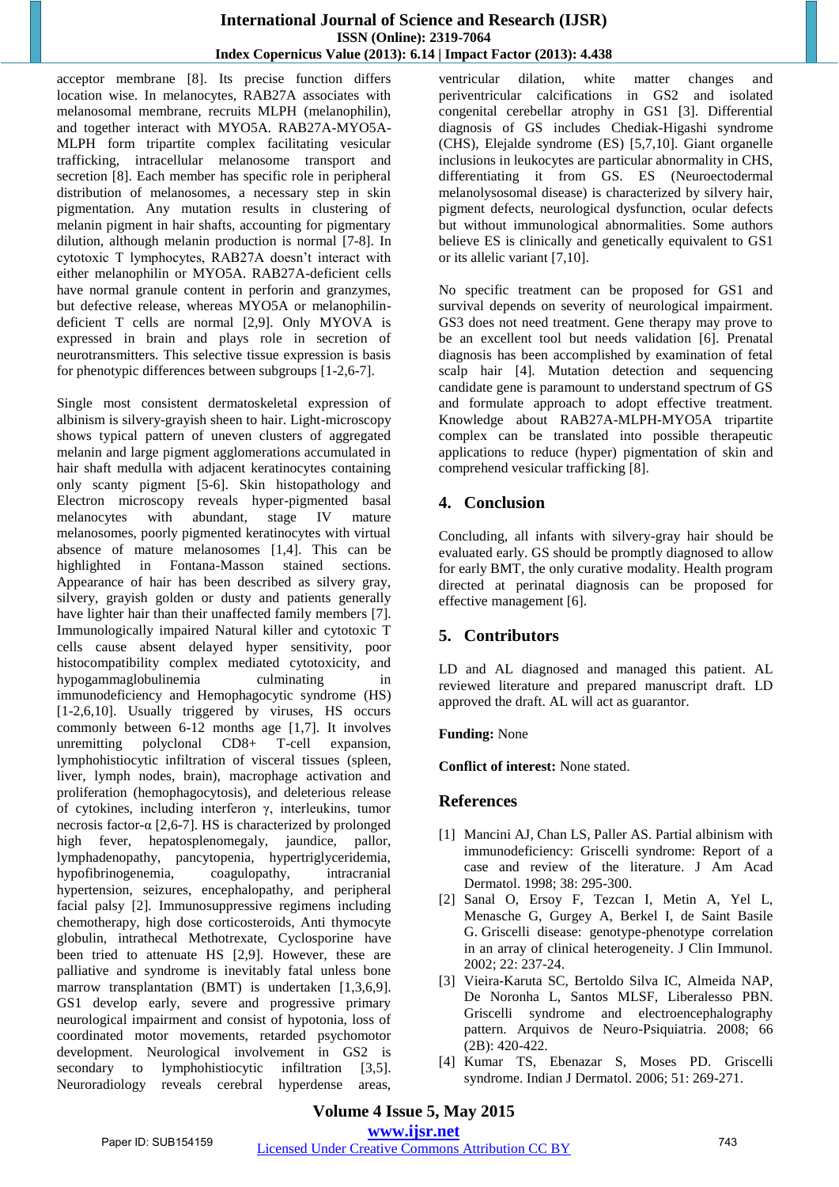acceptor membrane [8]. Its precise function differs location wise. In melanocytes, RAB27A associates with melanosomal membrane, recruits MLPH (melanophilin), and together interact with MYO5A. RAB27A-MYO5A-MLPH form tripartite complex facilitating vesicular trafficking, intracellular melanosome transport and secretion [8]. Each member has specific role in peripheral distribution of melanosomes, a necessary step in skin pigmentation. Any mutation results in clustering of melanin pigment in hair shafts, accounting for pigmentary dilution, although melanin production is normal [7-8]. In cytotoxic T lymphocytes, RAB27A doesn't interact with either melanophilin or MYO5A. RAB27A-deficient cells have normal granule content in perforin and granzymes, but defective release, whereas MYO5A or melanophilin-deficient T cells are normal [2,9]. Only MYOVA is expressed in brain and plays role in secretion of neurotransmitters. This selective tissue expression is basis for phenotypic differences between subgroups [1-2,6-7].

Single most consistent dermatoskeletal expression of albinism is silvery-grayish sheen to hair. Light-microscopy shows typical pattern of uneven clusters of aggregated melanin and large pigment agglomerations accumulated in hair shaft medulla with adjacent keratinocytes containing only scanty pigment [5-6]. Skin histopathology and Electron microscopy reveals hyper-pigmented basal melanocytes with abundant, stage IV mature melanosomes, poorly pigmented keratinocytes with virtual absence of mature melanosomes [1,4]. This can be highlighted in Fontana-Masson stained sections. Appearance of hair has been described as silvery gray, silvery, grayish golden or dusty and patients generally have lighter hair than their unaffected family members [7]. Immunologically impaired Natural killer and cytotoxic T cells cause absent delayed hyper sensitivity, poor histocompatibility complex mediated cytotoxicity, and hypogammaglobulinemia culminating in immunodeficiency and Hemophagocytic syndrome (HS) [1-2,6,10]. Usually triggered by viruses, HS occurs commonly between 6-12 months age [1,7]. It involves unremitting polyclonal CD8+ T-cell expansion, lymphohistiocytic infiltration of visceral tissues (spleen, liver, lymph nodes, brain), macrophage activation and proliferation (hemophagocytosis), and deleterious release of cytokines, including interferon γ, interleukins, tumor necrosis factor-α [2,6-7]. HS is characterized by prolonged high fever, hepatosplenomegaly, jaundice, pallor, lymphadenopathy, pancytopenia, hypertriglyceridemia, hypofibrinogenemia, coagulopathy, intracranial hypertension, seizures, encephalopathy, and peripheral facial palsy [2]. Immunosuppressive regimens including chemotherapy, high dose corticosteroids, Anti thymocyte globulin, intrathecal Methotrexate, Cyclosporine have been tried to attenuate HS [2,9]. However, these are palliative and syndrome is inevitably fatal unless bone marrow transplantation (BMT) is undertaken [1,3,6,9]. GS1 develop early, severe and progressive primary neurological impairment and consist of hypotonia, loss of coordinated motor movements, retarded psychomotor development. Neurological involvement in GS2 is secondary to lymphohistiocytic infiltration [3,5]. Neuroradiology reveals cerebral hyperdense areas, ventricular dilation, white matter changes and periventricular calcifications in GS2 and isolated congenital cerebellar atrophy in GS1 [3]. Differential diagnosis of GS includes Chediak-Higashi syndrome (CHS), Elejalde syndrome (ES) [5,7,10]. Giant organelle inclusions in leukocytes are particular abnormality in CHS, differentiating it from GS. ES (Neuroectodermal melanolysosomal disease) is characterized by silvery hair, pigment defects, neurological dysfunction, ocular defects but without immunological abnormalities. Some authors believe ES is clinically and genetically equivalent to GS1 or its allelic variant [7,10].

No specific treatment can be proposed for GS1 and survival depends on severity of neurological impairment. GS3 does not need treatment. Gene therapy may prove to be an excellent tool but needs validation [6]. Prenatal diagnosis has been accomplished by examination of fetal scalp hair [4]. Mutation detection and sequencing candidate gene is paramount to understand spectrum of GS and formulate approach to adopt effective treatment. Knowledge about RAB27A-MLPH-MYO5A tripartite complex can be translated into possible therapeutic applications to reduce (hyper) pigmentation of skin and comprehend vesicular trafficking [8].

## 4. Conclusion

Concluding, all infants with silvery-gray hair should be evaluated early. GS should be promptly diagnosed to allow for early BMT, the only curative modality. Health program directed at perinatal diagnosis can be proposed for effective management [6].

## 5. Contributors

LD and AL diagnosed and managed this patient. AL reviewed literature and prepared manuscript draft. LD approved the draft. AL will act as guarantor.

**Funding:** None

**Conflict of interest:** None stated.

## References

[1] Mancini AJ, Chan LS, Paller AS. Partial albinism with immunodeficiency: Griscelli syndrome: Report of a case and review of the literature. J Am Acad Dermatol. 1998; 38: 295-300.

[2] Sanal O, Ersoy F, Tezcan I, Metin A, Yel L, Menasche G, Gurgey A, Berkel I, de Saint Basile G. Griscelli disease: genotype-phenotype correlation in an array of clinical heterogeneity. J Clin Immunol. 2002; 22: 237-24.

[3] Vieira-Karuta SC, Bertoldo Silva IC, Almeida NAP, De Noronha L, Santos MLSF, Liberalesso PBN. Griscelli syndrome and electroencephalography pattern. Arquivos de Neuro-Psiquiatria. 2008; 66 (2B): 420-422.

[4] Kumar TS, Ebenazar S, Moses PD. Griscelli syndrome. Indian J Dermatol. 2006; 51: 269-271.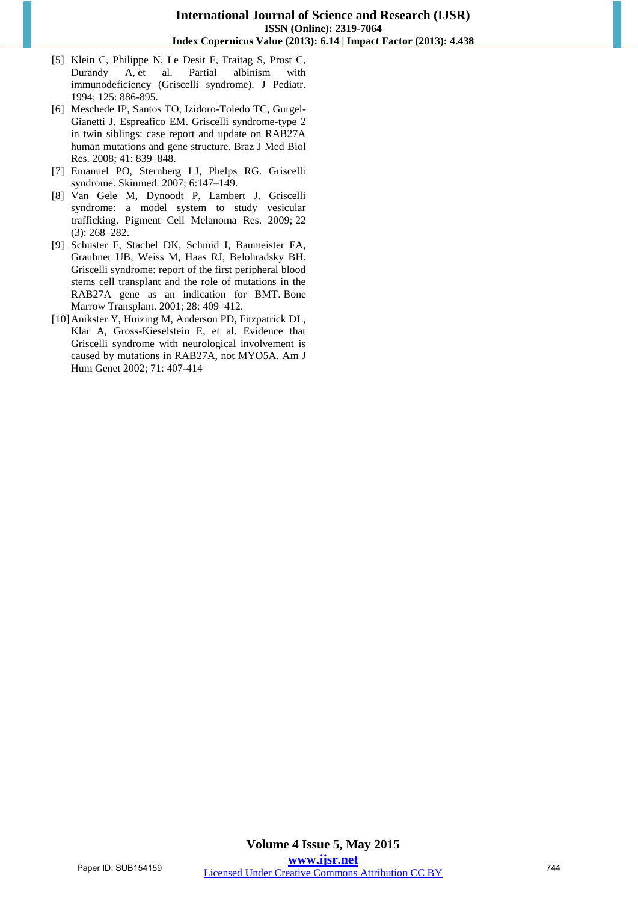[5] Klein C, Philippe N, Le Desit F, Fraitag S, Prost C, Durandy A, et al. Partial albinism with immunodeficiency (Griscelli syndrome). J Pediatr. 1994; 125: 886-895.

[6] Meschede IP, Santos TO, Izidoro-Toledo TC, Gurgel-Gianetti J, Espreafico EM. Griscelli syndrome-type 2 in twin siblings: case report and update on RAB27A human mutations and gene structure. Braz J Med Biol Res. 2008; 41: 839–848.

[7] Emanuel PO, Sternberg LJ, Phelps RG. Griscelli syndrome. Skinmed. 2007; 6:147–149.

[8] Van Gele M, Dynoodt P, Lambert J. Griscelli syndrome: a model system to study vesicular trafficking. Pigment Cell Melanoma Res. 2009; 22 (3): 268–282.

[9] Schuster F, Stachel DK, Schmid I, Baumeister FA, Graubner UB, Weiss M, Haas RJ, Belohradsky BH. Griscelli syndrome: report of the first peripheral blood stems cell transplant and the role of mutations in the RAB27A gene as an indication for BMT. Bone Marrow Transplant. 2001; 28: 409–412.

[10] Anikster Y, Huizing M, Anderson PD, Fitzpatrick DL, Klar A, Gross-Kieselstein E, et al. Evidence that Griscelli syndrome with neurological involvement is caused by mutations in RAB27A, not MYO5A. Am J Hum Genet 2002; 71: 407-414